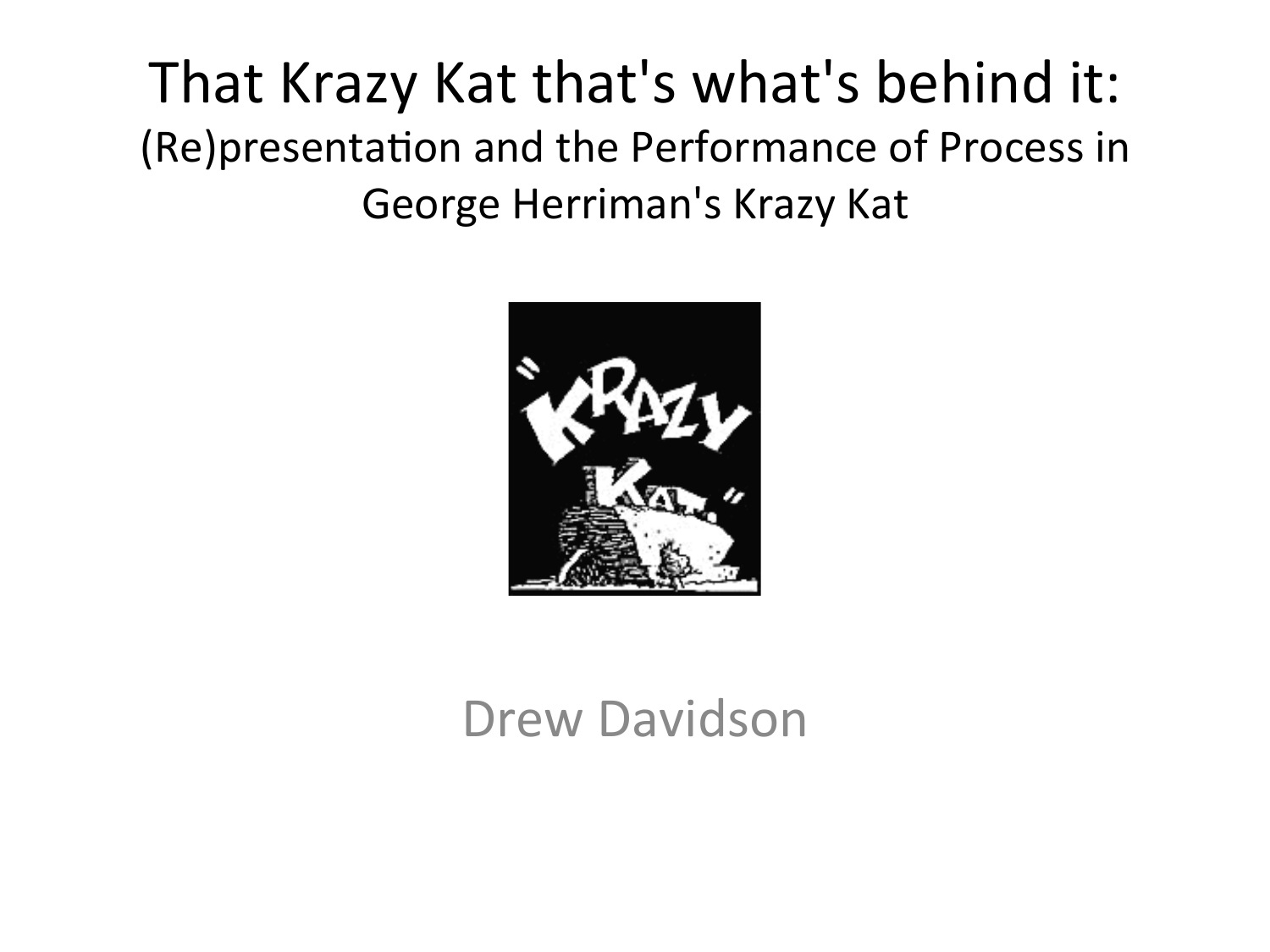# That Krazy Kat that's what's behind it:

## (Re)presentation and the Performance of Process in George Herriman's Krazy Kat

Drew Davidson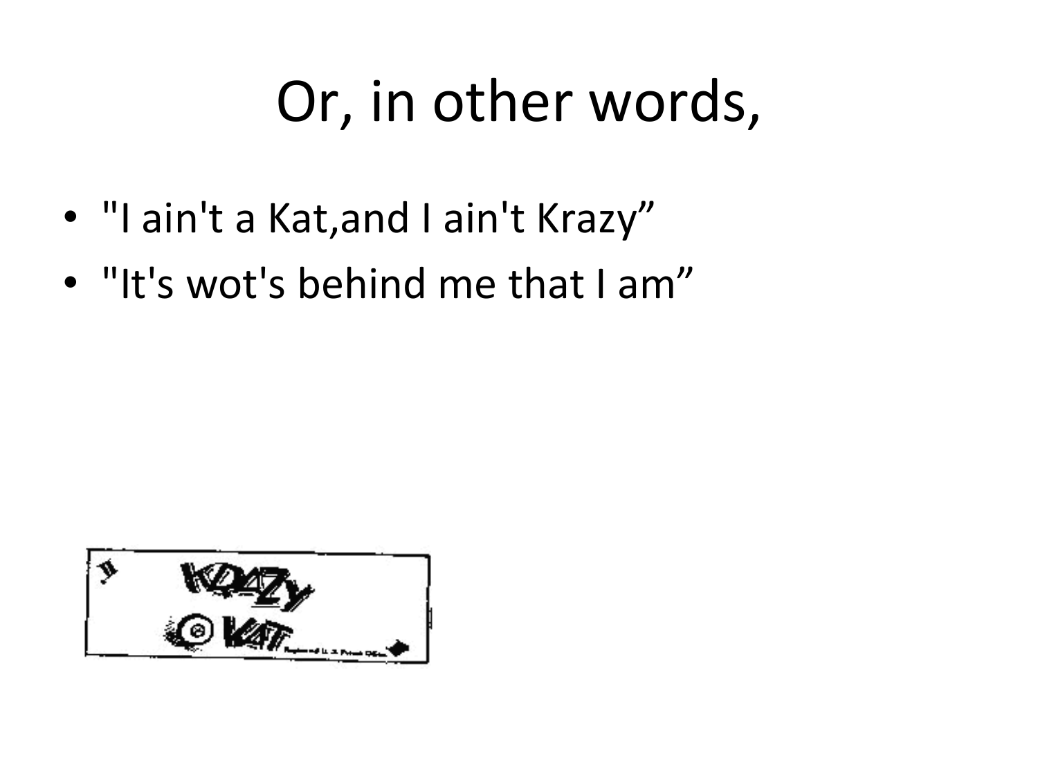# Or, in other words,

- "I ain't a Kat,and I ain't Krazy"
- "It's wot's behind me that I am"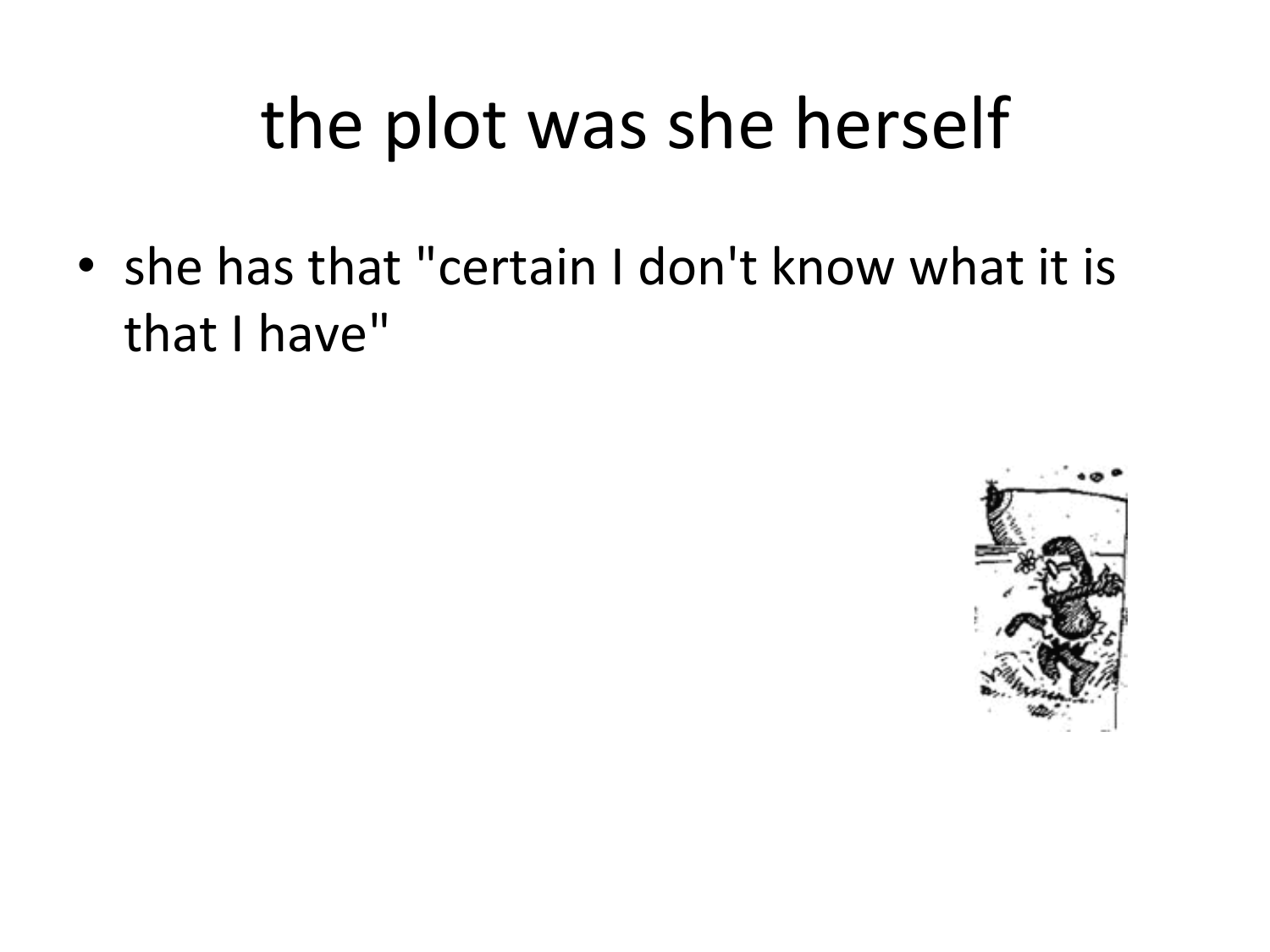# the plot was she herself

- she has that "certain I don't know what it is that I have"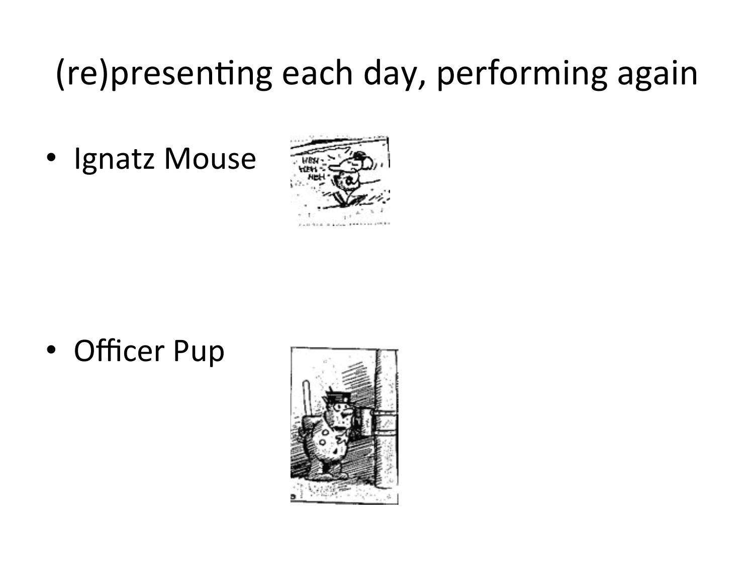# (re)presenting each day, performing again

- Ignatz Mouse
- Officer Pup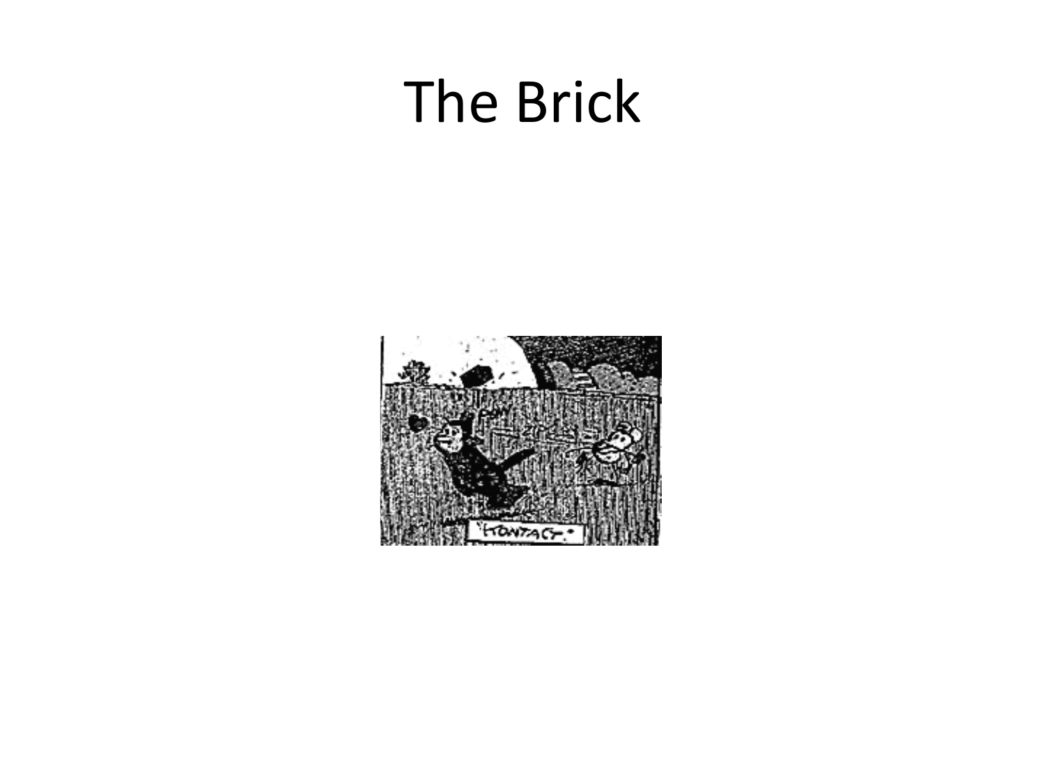# The Brick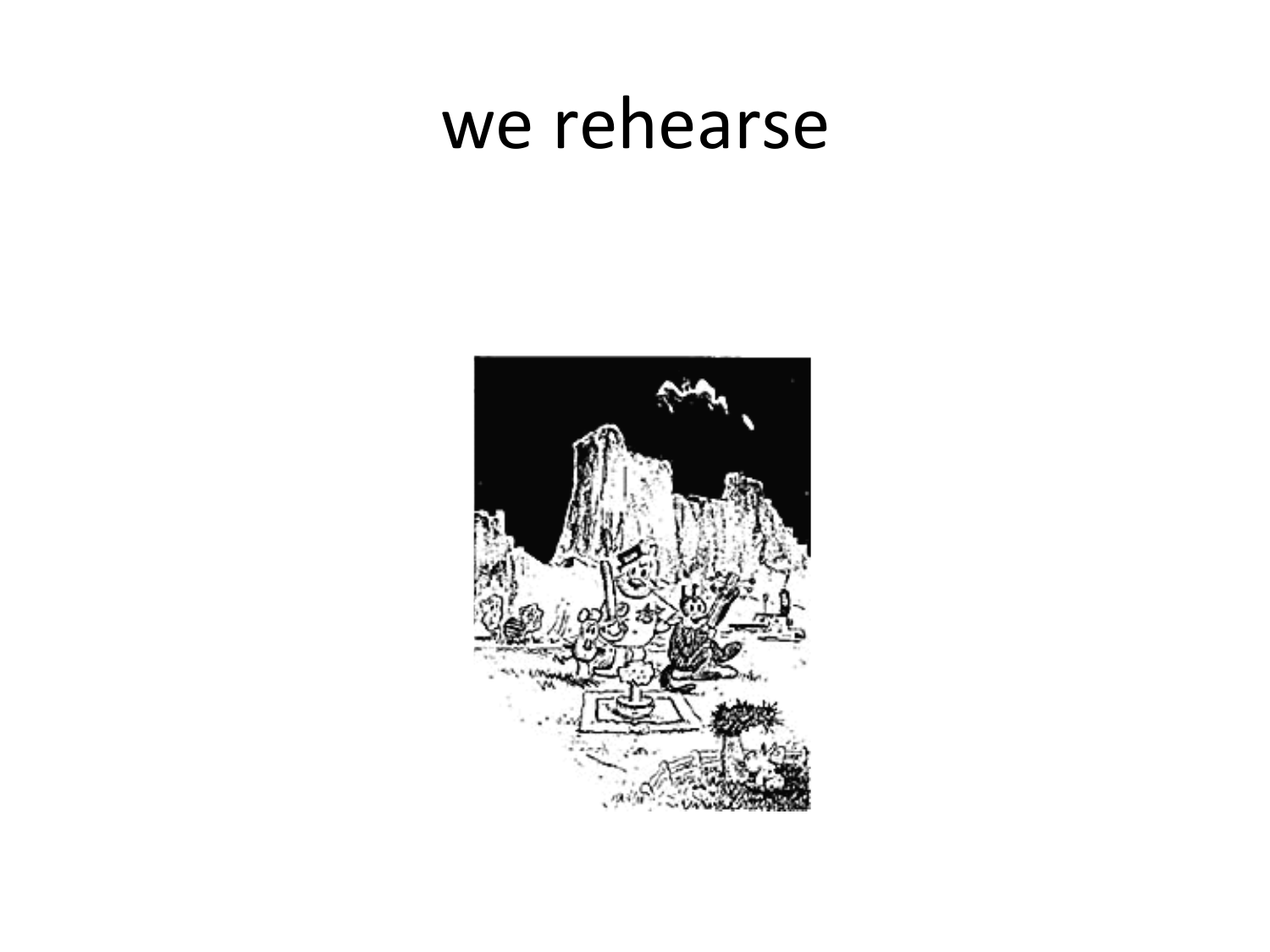# we rehearse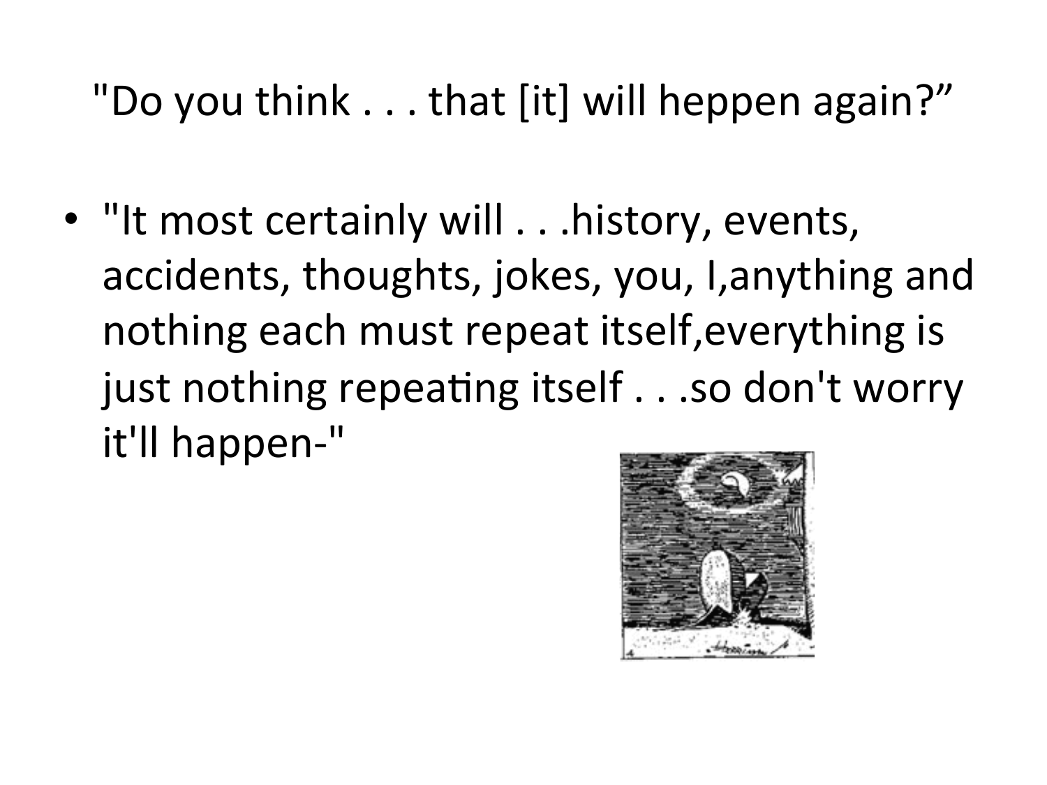"Do you think . . . that [it] will heppen again?”

- "It most certainly will . . .history, events, accidents, thoughts, jokes, you, I,anything and nothing each must repeat itself,everything is just nothing repeating itself . . .so don't worry it'll happen-"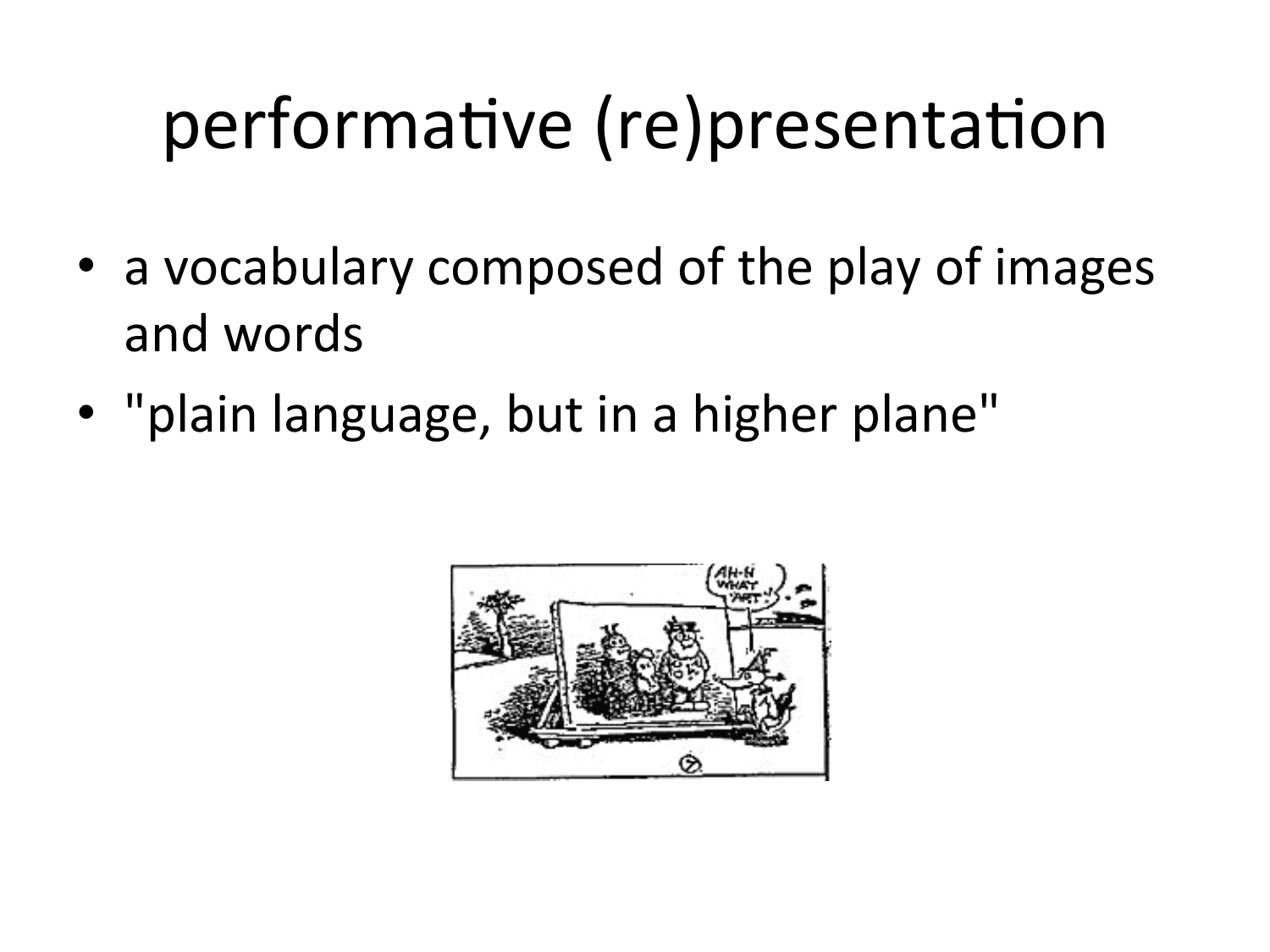# performative (re)presentation

- a vocabulary composed of the play of images and words
- "plain language, but in a higher plane"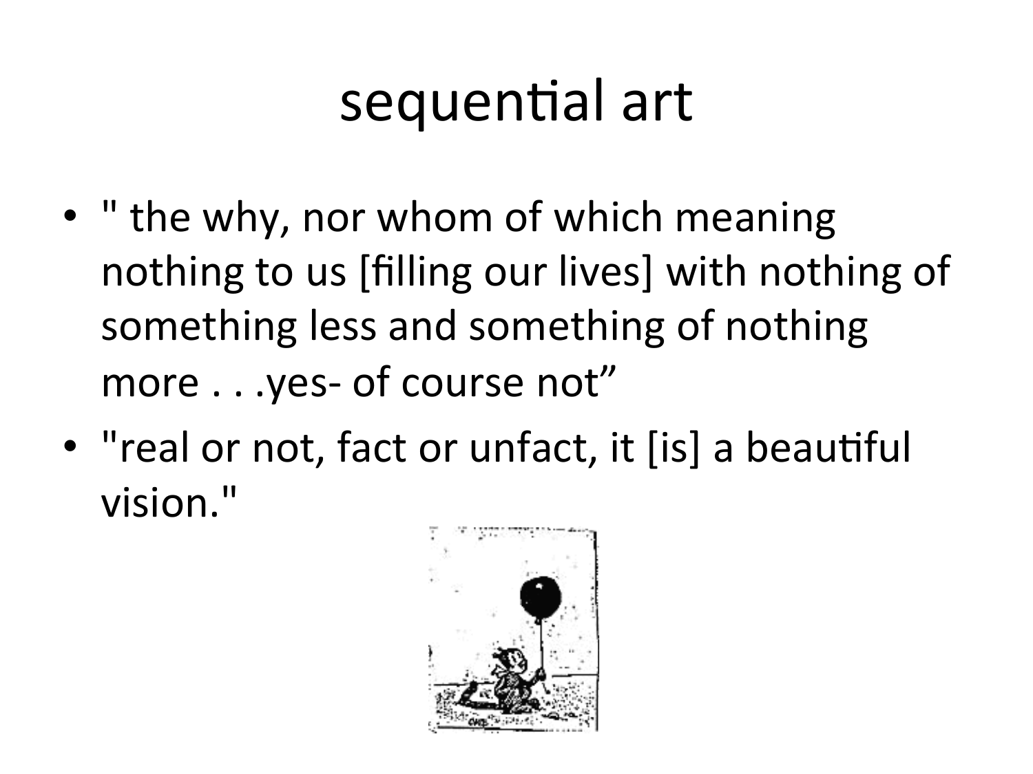# sequential art

- " the why, nor whom of which meaning nothing to us [filling our lives] with nothing of something less and something of nothing more . . .yes- of course not"
- "real or not, fact or unfact, it [is] a beautiful vision."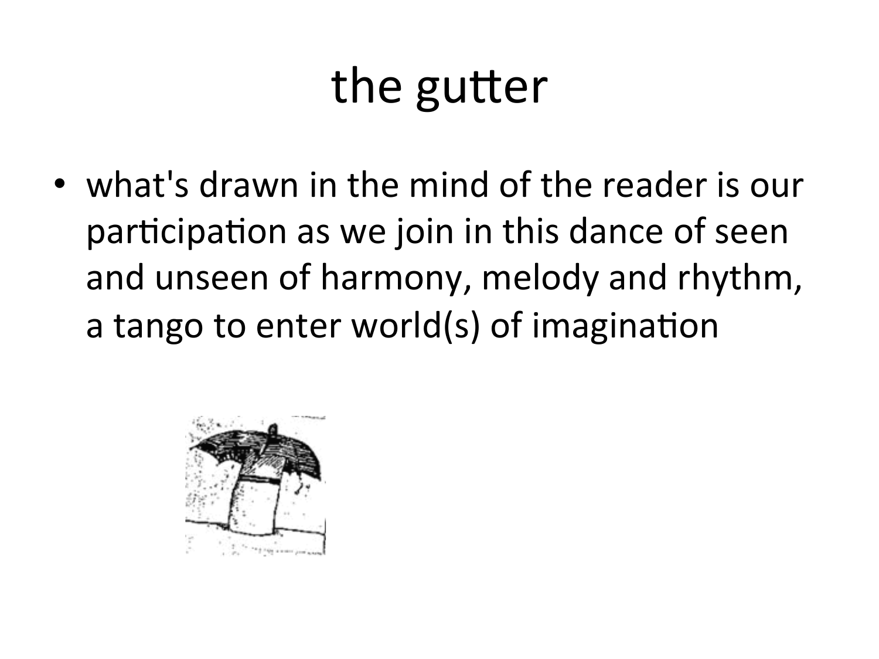# the gutter

- what's drawn in the mind of the reader is our participation as we join in this dance of seen and unseen of harmony, melody and rhythm, a tango to enter world(s) of imagination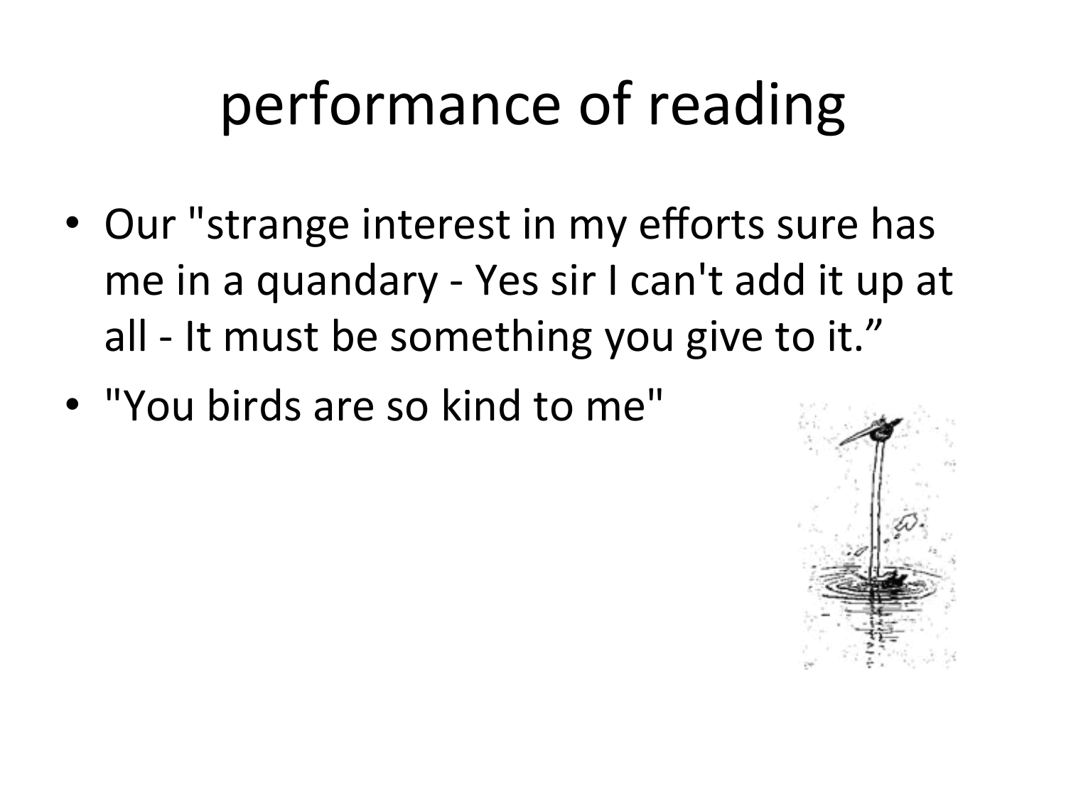# performance of reading

- Our "strange interest in my efforts sure has me in a quandary - Yes sir I can't add it up at all - It must be something you give to it."
- "You birds are so kind to me"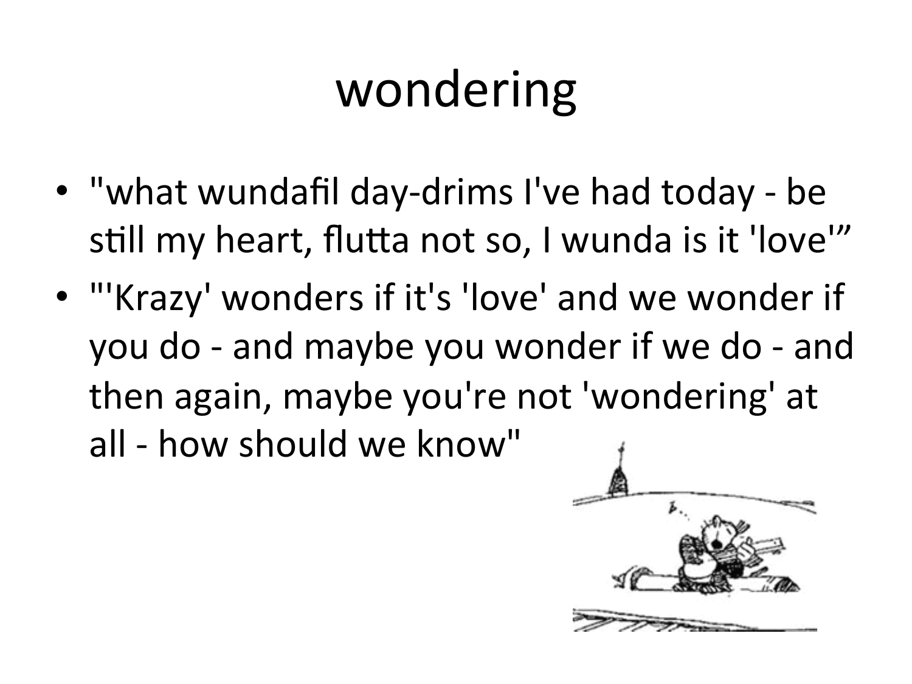# wondering

- "what wundafil day-drims I've had today - be still my heart, flutta not so, I wunda is it 'love'"
- "'Krazy' wonders if it's 'love' and we wonder if you do - and maybe you wonder if we do - and then again, maybe you're not 'wondering' at all - how should we know"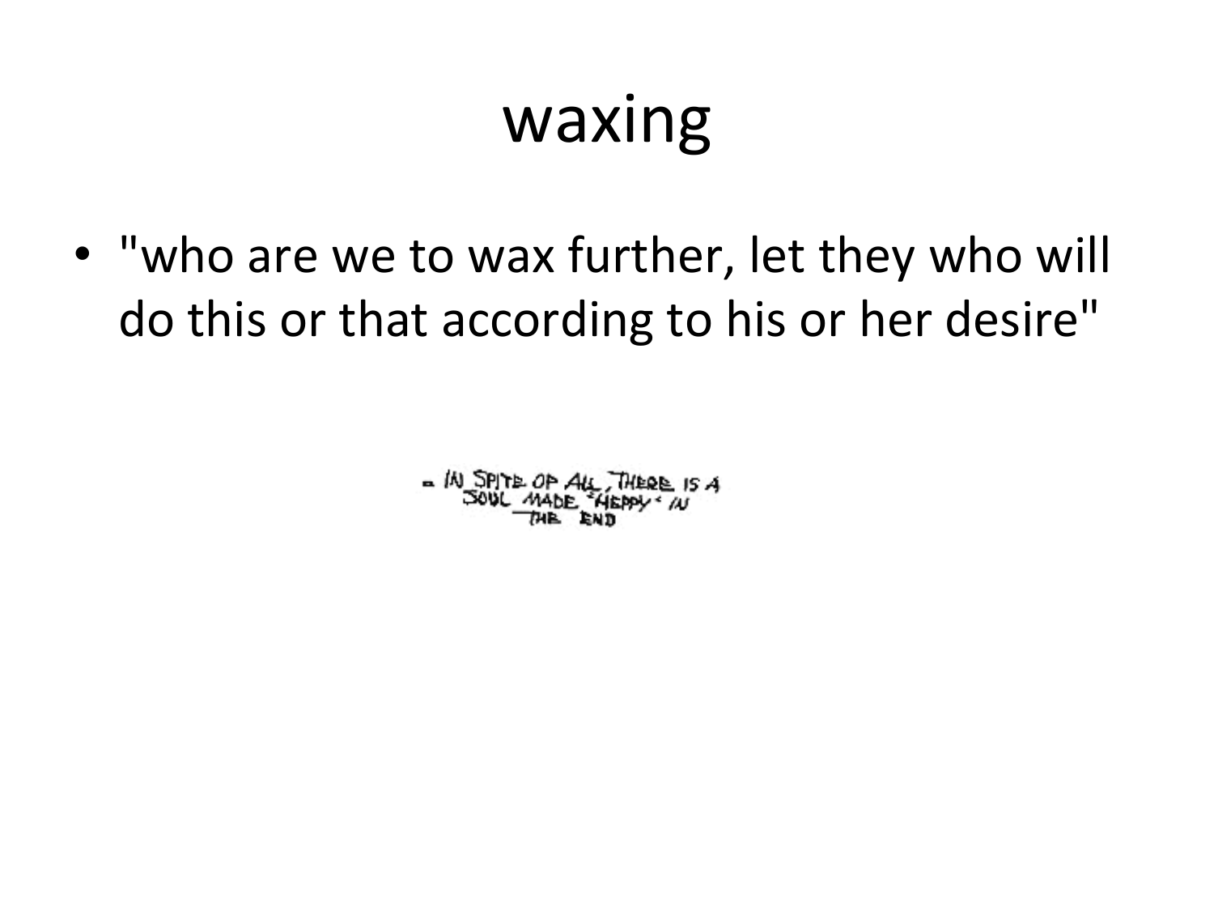# waxing

- "who are we to wax further, let they who will do this or that according to his or her desire"

- IN SPITE OF ALL, THERE IS A SOUL MADE "HEPPY" IN THE END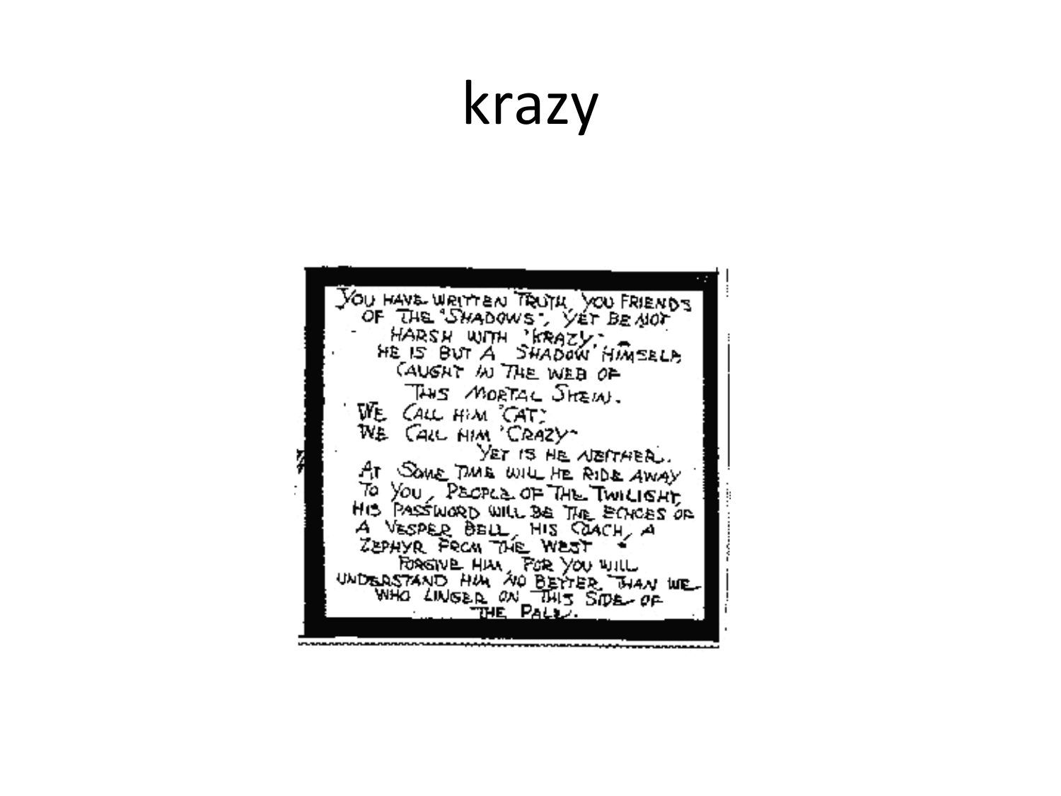# krazy

YOU HAVE WRITTEN TRUTH, YOU FRIENDS OF THE "SHADOWS", YET BE NOT HARSH WITH "KRAZY." HE IS BUT A SHADOW HIMSELF CAUGHT IN THE WEB OF THIS MORTAL SHEW.

WE CALL HIM "CAT."
WE CALL HIM "CRAZY"
YET IS HE NEITHER.

AT SOME TIME WILL HE RIDE AWAY TO YOU, PEOPLE OF THE TWILIGHT, HIS PASSWORD WILL BE THE ECHOES OF A VESPER BELL, HIS COACH, A ZEPHYR FROM THE WEST.

FORGIVE HIM, FOR YOU WILL UNDERSTAND HIM NO BETTER THAN WE WHO LINGER ON THIS SIDE OF THE PALE.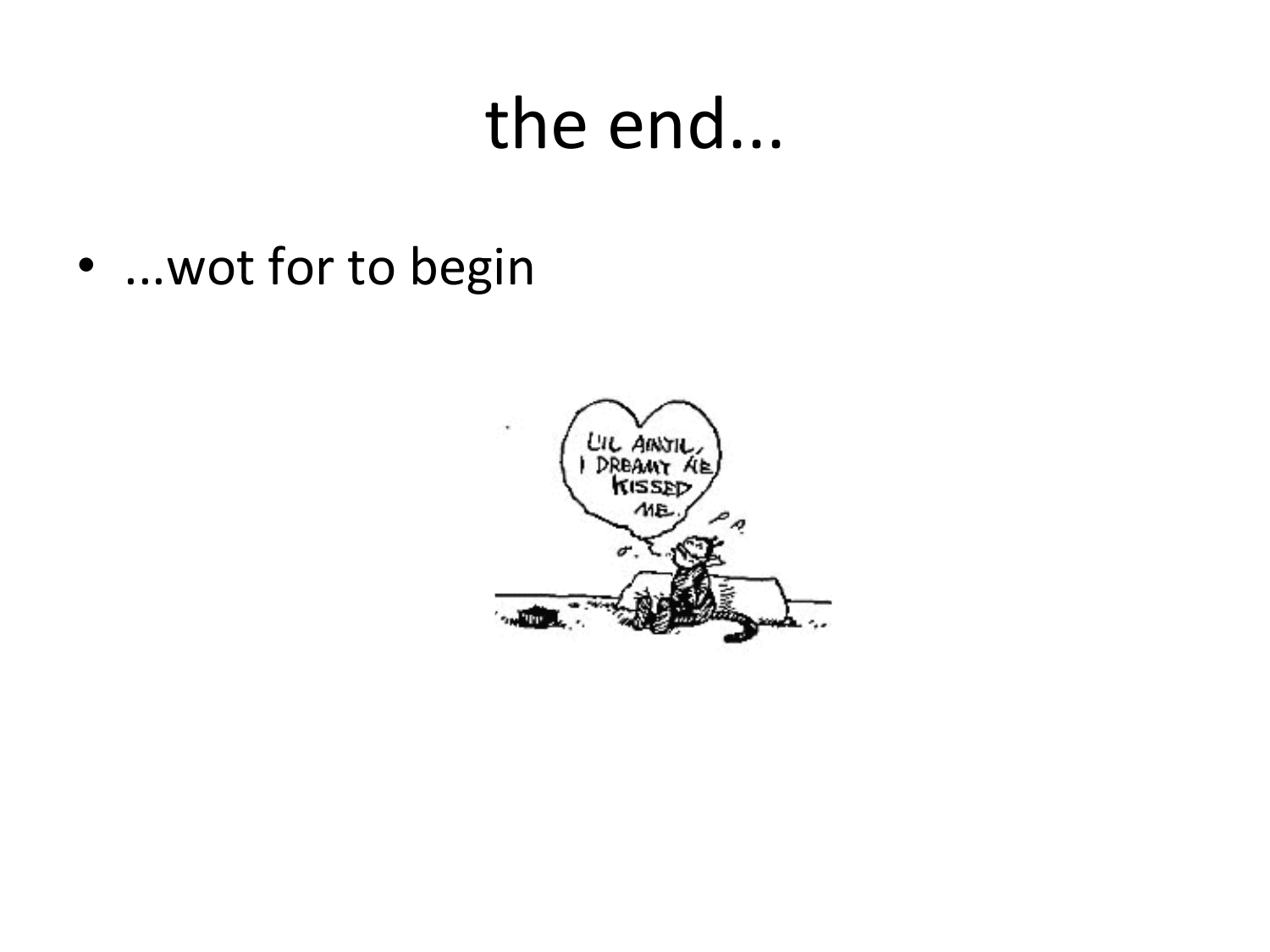# the end...

- ...wot for to begin